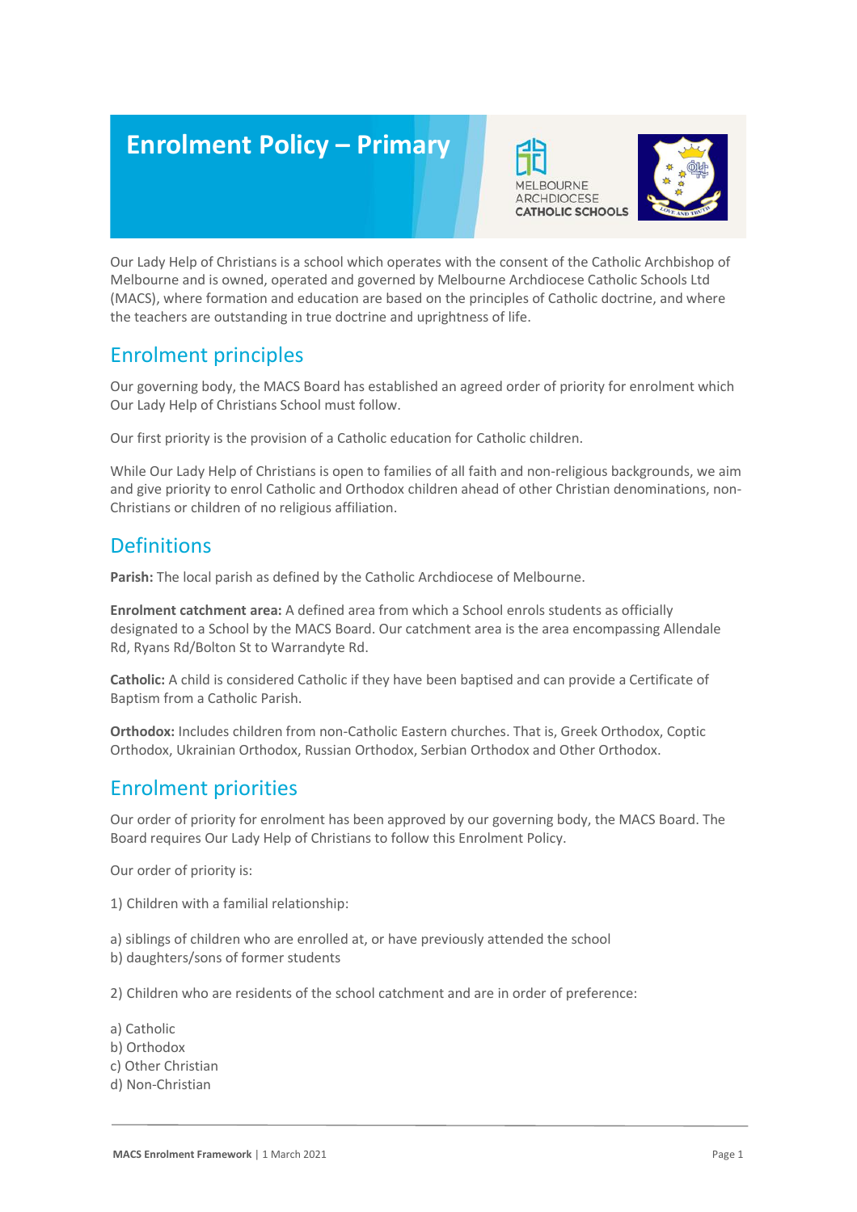# Enrolment Policy – Primary

Our Lady Help of Christians is a school which operates with the consent of the Catholic Archbishop of Melbourne and is owned, operated and governed by Melbourne Archdiocese Catholic Schools Ltd (MACS), where formation and education are based on the principles of Catholic doctrine, and where the teachers are outstanding in true doctrine and uprightness of life.

## Enrolment principles

Our governing body, the MACS Board has established an agreed order of priority for enrolment which Our Lady Help of Christians School must follow.

Our first priority is the provision of a Catholic education for Catholic children.

While Our Lady Help of Christians is open to families of all faith and non-religious backgrounds, we aim and give priority to enrol Catholic and Orthodox children ahead of other Christian denominations, non-Christians or children of no religious affiliation.

## Definitions

**Parish:** The local parish as defined by the Catholic Archdiocese of Melbourne.

**Enrolment catchment area:** A defined area from which a School enrols students as officially designated to a School by the MACS Board. Our catchment area is the area encompassing Allendale Rd, Ryans Rd/Bolton St to Warrandyte Rd.

**Catholic:** A child is considered Catholic if they have been baptised and can provide a Certificate of Baptism from a Catholic Parish.

**Orthodox:** Includes children from non-Catholic Eastern churches. That is, Greek Orthodox, Coptic Orthodox, Ukrainian Orthodox, Russian Orthodox, Serbian Orthodox and Other Orthodox.

## Enrolment priorities

Our order of priority for enrolment has been approved by our governing body, the MACS Board. The Board requires Our Lady Help of Christians to follow this Enrolment Policy.

Our order of priority is:

1) Children with a familial relationship:

a) siblings of children who are enrolled at, or have previously attended the school
b) daughters/sons of former students

2) Children who are residents of the school catchment and are in order of preference:

a) Catholic
b) Orthodox
c) Other Christian
d) Non-Christian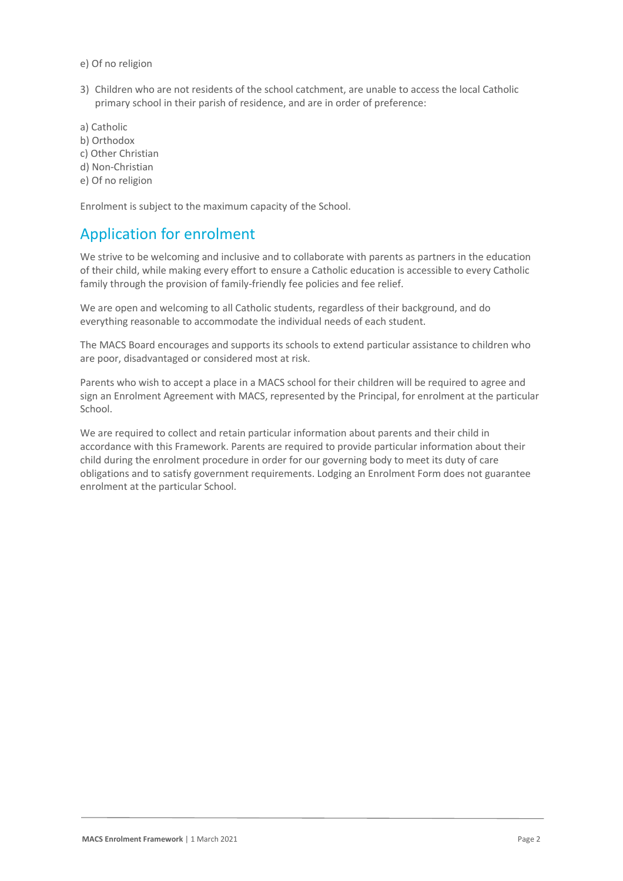e) Of no religion

3) Children who are not residents of the school catchment, are unable to access the local Catholic primary school in their parish of residence, and are in order of preference:

a) Catholic
b) Orthodox
c) Other Christian
d) Non-Christian
e) Of no religion

Enrolment is subject to the maximum capacity of the School.

## Application for enrolment

We strive to be welcoming and inclusive and to collaborate with parents as partners in the education of their child, while making every effort to ensure a Catholic education is accessible to every Catholic family through the provision of family-friendly fee policies and fee relief.

We are open and welcoming to all Catholic students, regardless of their background, and do everything reasonable to accommodate the individual needs of each student.

The MACS Board encourages and supports its schools to extend particular assistance to children who are poor, disadvantaged or considered most at risk.

Parents who wish to accept a place in a MACS school for their children will be required to agree and sign an Enrolment Agreement with MACS, represented by the Principal, for enrolment at the particular School.

We are required to collect and retain particular information about parents and their child in accordance with this Framework. Parents are required to provide particular information about their child during the enrolment procedure in order for our governing body to meet its duty of care obligations and to satisfy government requirements. Lodging an Enrolment Form does not guarantee enrolment at the particular School.